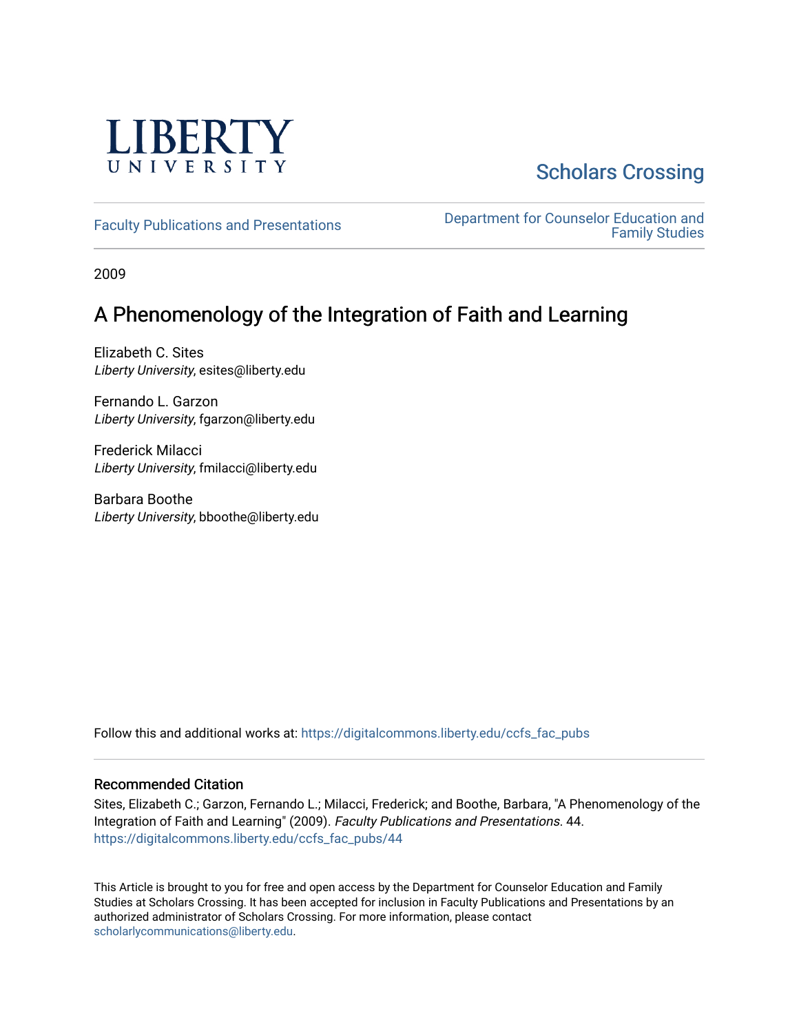LIBERTY UNIVERSITY

Scholars Crossing

Faculty Publications and Presentations

Department for Counselor Education and Family Studies

2009

# A Phenomenology of the Integration of Faith and Learning

Elizabeth C. Sites
*Liberty University*, esites@liberty.edu

Fernando L. Garzon
*Liberty University*, fgarzon@liberty.edu

Frederick Milacci
*Liberty University*, fmilacci@liberty.edu

Barbara Boothe
*Liberty University*, bboothe@liberty.edu

Follow this and additional works at: https://digitalcommons.liberty.edu/ccfs_fac_pubs

## Recommended Citation

Sites, Elizabeth C.; Garzon, Fernando L.; Milacci, Frederick; and Boothe, Barbara, "A Phenomenology of the Integration of Faith and Learning" (2009). *Faculty Publications and Presentations*. 44.
https://digitalcommons.liberty.edu/ccfs_fac_pubs/44

This Article is brought to you for free and open access by the Department for Counselor Education and Family Studies at Scholars Crossing. It has been accepted for inclusion in Faculty Publications and Presentations by an authorized administrator of Scholars Crossing. For more information, please contact scholarlycommunications@liberty.edu.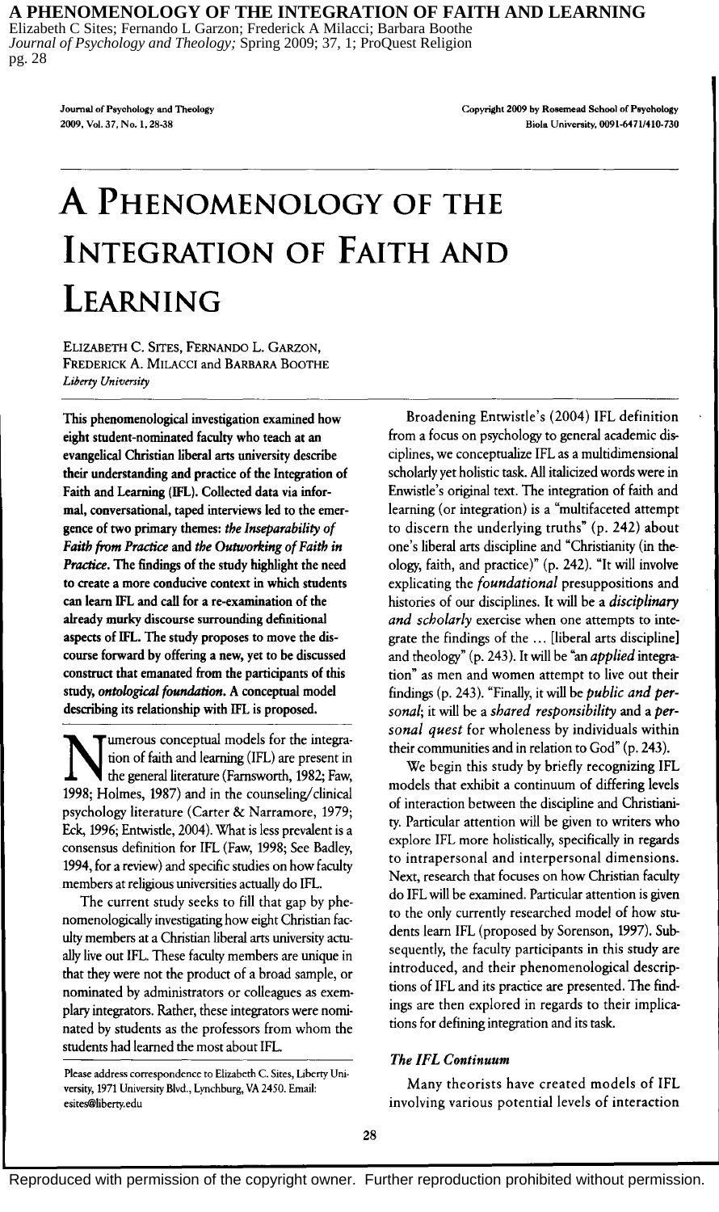# A Phenomenology of the Integration of Faith and Learning

Elizabeth C. Sites, Fernando L. Garzon, Frederick A. Milacci and Barbara Boothe
*Liberty University*

**This phenomenological investigation examined how eight student-nominated faculty who teach at an evangelical Christian liberal arts university describe their understanding and practice of the Integration of Faith and Learning (IFL). Collected data via informal, conversational, taped interviews led to the emergence of two primary themes: *the Inseparability of Faith from Practice* and *the Outworking of Faith in Practice*. The findings of the study highlight the need to create a more conducive context in which students can learn IFL and call for a re-examination of the already murky discourse surrounding definitional aspects of IFL. The study proposes to move the discourse forward by offering a new, yet to be discussed construct that emanated from the participants of this study, *ontological foundation*. A conceptual model describing its relationship with IFL is proposed.**

Numerous conceptual models for the integration of faith and learning (IFL) are present in the general literature (Farnsworth, 1982; Faw, 1998; Holmes, 1987) and in the counseling/clinical psychology literature (Carter & Narramore, 1979; Eck, 1996; Entwistle, 2004). What is less prevalent is a consensus definition for IFL (Faw, 1998; See Badley, 1994, for a review) and specific studies on how faculty members at religious universities actually do IFL.

The current study seeks to fill that gap by phenomenologically investigating how eight Christian faculty members at a Christian liberal arts university actually live out IFL. These faculty members are unique in that they were not the product of a broad sample, or nominated by administrators or colleagues as exemplary integrators. Rather, these integrators were nominated by students as the professors from whom the students had learned the most about IFL.

Please address correspondence to Elizabeth C. Sites, Liberty University, 1971 University Blvd., Lynchburg, VA 2450. Email: esites@liberty.edu

Broadening Entwistle's (2004) IFL definition from a focus on psychology to general academic disciplines, we conceptualize IFL as a multidimensional scholarly yet holistic task. All italicized words were in Enwistle's original text. The integration of faith and learning (or integration) is a "multifaceted attempt to discern the underlying truths" (p. 242) about one's liberal arts discipline and "Christianity (in theology, faith, and practice)" (p. 242). "It will involve explicating the *foundational* presuppositions and histories of our disciplines. It will be a *disciplinary and scholarly* exercise when one attempts to integrate the findings of the ... [liberal arts discipline] and theology" (p. 243). It will be "an *applied* integration" as men and women attempt to live out their findings (p. 243). "Finally, it will be *public and personal*; it will be a *shared responsibility* and a *personal quest* for wholeness by individuals within their communities and in relation to God" (p. 243).

We begin this study by briefly recognizing IFL models that exhibit a continuum of differing levels of interaction between the discipline and Christianity. Particular attention will be given to writers who explore IFL more holistically, specifically in regards to intrapersonal and interpersonal dimensions. Next, research that focuses on how Christian faculty do IFL will be examined. Particular attention is given to the only currently researched model of how students learn IFL (proposed by Sorenson, 1997). Subsequently, the faculty participants in this study are introduced, and their phenomenological descriptions of IFL and its practice are presented. The findings are then explored in regards to their implications for defining integration and its task.

### The IFL Continuum

Many theorists have created models of IFL involving various potential levels of interaction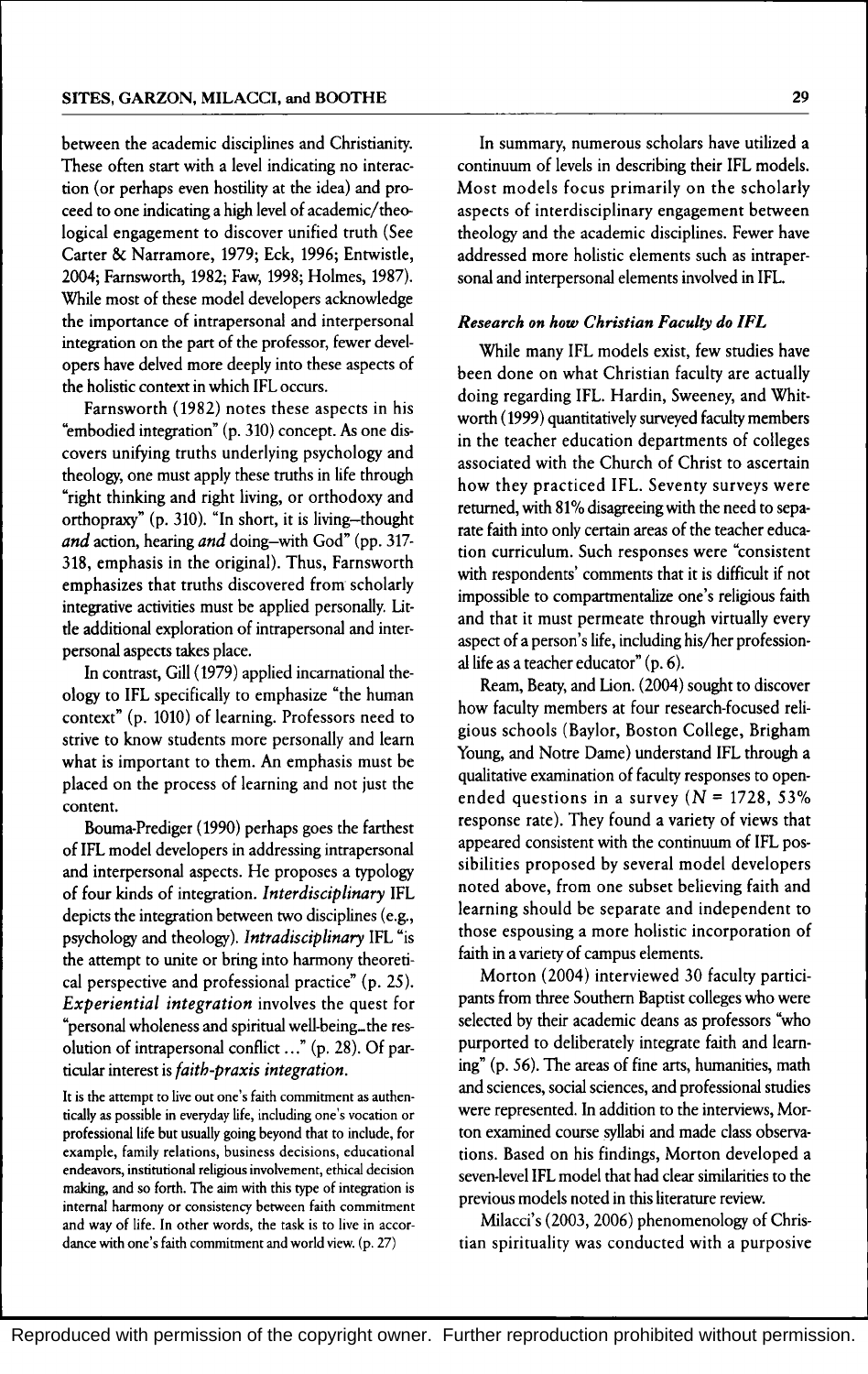between the academic disciplines and Christianity. These often start with a level indicating no interaction (or perhaps even hostility at the idea) and proceed to one indicating a high level of academic/theological engagement to discover unified truth (See Carter & Narramore, 1979; Eck, 1996; Entwistle, 2004; Farnsworth, 1982; Faw, 1998; Holmes, 1987). While most of these model developers acknowledge the importance of intrapersonal and interpersonal integration on the part of the professor, fewer developers have delved more deeply into these aspects of the holistic context in which IFL occurs.

Farnsworth (1982) notes these aspects in his "embodied integration" (p. 310) concept. As one discovers unifying truths underlying psychology and theology, one must apply these truths in life through "right thinking and right living, or orthodoxy and orthopraxy" (p. 310). "In short, it is living–thought *and* action, hearing *and* doing–with God" (pp. 317-318, emphasis in the original). Thus, Farnsworth emphasizes that truths discovered from scholarly integrative activities must be applied personally. Little additional exploration of intrapersonal and interpersonal aspects takes place.

In contrast, Gill (1979) applied incarnational theology to IFL specifically to emphasize "the human context" (p. 1010) of learning. Professors need to strive to know students more personally and learn what is important to them. An emphasis must be placed on the process of learning and not just the content.

Bouma-Prediger (1990) perhaps goes the farthest of IFL model developers in addressing intrapersonal and interpersonal aspects. He proposes a typology of four kinds of integration. *Interdisciplinary* IFL depicts the integration between two disciplines (e.g., psychology and theology). *Intradisciplinary* IFL "is the attempt to unite or bring into harmony theoretical perspective and professional practice" (p. 25). *Experiential integration* involves the quest for "personal wholeness and spiritual well-being_the resolution of intrapersonal conflict . . ." (p. 28). Of particular interest is *faith-praxis integration*.

> It is the attempt to live out one's faith commitment as authentically as possible in everyday life, including one's vocation or professional life but usually going beyond that to include, for example, family relations, business decisions, educational endeavors, institutional religious involvement, ethical decision making, and so forth. The aim with this type of integration is internal harmony or consistency between faith commitment and way of life. In other words, the task is to live in accordance with one's faith commitment and world view. (p. 27)

In summary, numerous scholars have utilized a continuum of levels in describing their IFL models. Most models focus primarily on the scholarly aspects of interdisciplinary engagement between theology and the academic disciplines. Fewer have addressed more holistic elements such as intrapersonal and interpersonal elements involved in IFL.

### *Research on how Christian Faculty do IFL*

While many IFL models exist, few studies have been done on what Christian faculty are actually doing regarding IFL. Hardin, Sweeney, and Whitworth (1999) quantitatively surveyed faculty members in the teacher education departments of colleges associated with the Church of Christ to ascertain how they practiced IFL. Seventy surveys were returned, with 81% disagreeing with the need to separate faith into only certain areas of the teacher education curriculum. Such responses were "consistent with respondents' comments that it is difficult if not impossible to compartmentalize one's religious faith and that it must permeate through virtually every aspect of a person's life, including his/her professional life as a teacher educator" (p. 6).

Ream, Beaty, and Lion. (2004) sought to discover how faculty members at four research-focused religious schools (Baylor, Boston College, Brigham Young, and Notre Dame) understand IFL through a qualitative examination of faculty responses to open-ended questions in a survey ($N$ = 1728, 53% response rate). They found a variety of views that appeared consistent with the continuum of IFL possibilities proposed by several model developers noted above, from one subset believing faith and learning should be separate and independent to those espousing a more holistic incorporation of faith in a variety of campus elements.

Morton (2004) interviewed 30 faculty participants from three Southern Baptist colleges who were selected by their academic deans as professors "who purported to deliberately integrate faith and learning" (p. 56). The areas of fine arts, humanities, math and sciences, social sciences, and professional studies were represented. In addition to the interviews, Morton examined course syllabi and made class observations. Based on his findings, Morton developed a seven-level IFL model that had clear similarities to the previous models noted in this literature review.

Milacci's (2003, 2006) phenomenology of Christian spirituality was conducted with a purposive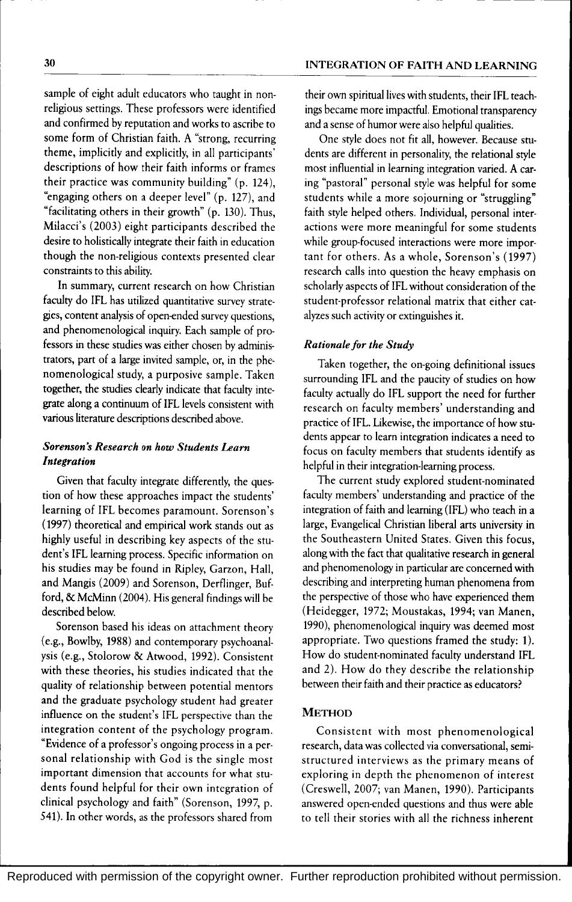sample of eight adult educators who taught in non-religious settings. These professors were identified and confirmed by reputation and works to ascribe to some form of Christian faith. A "strong, recurring theme, implicitly and explicitly, in all participants' descriptions of how their faith informs or frames their practice was community building" (p. 124), "engaging others on a deeper level" (p. 127), and "facilitating others in their growth" (p. 130). Thus, Milacci's (2003) eight participants described the desire to holistically integrate their faith in education though the non-religious contexts presented clear constraints to this ability.

In summary, current research on how Christian faculty do IFL has utilized quantitative survey strategies, content analysis of open-ended survey questions, and phenomenological inquiry. Each sample of professors in these studies was either chosen by administrators, part of a large invited sample, or, in the phenomenological study, a purposive sample. Taken together, the studies clearly indicate that faculty integrate along a continuum of IFL levels consistent with various literature descriptions described above.

### *Sorenson's Research on how Students Learn Integration*

Given that faculty integrate differently, the question of how these approaches impact the students' learning of IFL becomes paramount. Sorenson's (1997) theoretical and empirical work stands out as highly useful in describing key aspects of the student's IFL learning process. Specific information on his studies may be found in Ripley, Garzon, Hall, and Mangis (2009) and Sorenson, Derflinger, Bufford, & McMinn (2004). His general findings will be described below.

Sorenson based his ideas on attachment theory (e.g., Bowlby, 1988) and contemporary psychoanalysis (e.g., Stolorow & Atwood, 1992). Consistent with these theories, his studies indicated that the quality of relationship between potential mentors and the graduate psychology student had greater influence on the student's IFL perspective than the integration content of the psychology program. "Evidence of a professor's ongoing process in a personal relationship with God is the single most important dimension that accounts for what students found helpful for their own integration of clinical psychology and faith" (Sorenson, 1997, p. 541). In other words, as the professors shared from their own spiritual lives with students, their IFL teachings became more impactful. Emotional transparency and a sense of humor were also helpful qualities.

One style does not fit all, however. Because students are different in personality, the relational style most influential in learning integration varied. A caring "pastoral" personal style was helpful for some students while a more sojourning or "struggling" faith style helped others. Individual, personal interactions were more meaningful for some students while group-focused interactions were more important for others. As a whole, Sorenson's (1997) research calls into question the heavy emphasis on scholarly aspects of IFL without consideration of the student-professor relational matrix that either catalyzes such activity or extinguishes it.

### *Rationale for the Study*

Taken together, the on-going definitional issues surrounding IFL and the paucity of studies on how faculty actually do IFL support the need for further research on faculty members' understanding and practice of IFL. Likewise, the importance of how students appear to learn integration indicates a need to focus on faculty members that students identify as helpful in their integration-learning process.

The current study explored student-nominated faculty members' understanding and practice of the integration of faith and learning (IFL) who teach in a large, Evangelical Christian liberal arts university in the Southeastern United States. Given this focus, along with the fact that qualitative research in general and phenomenology in particular are concerned with describing and interpreting human phenomena from the perspective of those who have experienced them (Heidegger, 1972; Moustakas, 1994; van Manen, 1990), phenomenological inquiry was deemed most appropriate. Two questions framed the study: 1). How do student-nominated faculty understand IFL and 2). How do they describe the relationship between their faith and their practice as educators?

## METHOD

Consistent with most phenomenological research, data was collected via conversational, semi-structured interviews as the primary means of exploring in depth the phenomenon of interest (Creswell, 2007; van Manen, 1990). Participants answered open-ended questions and thus were able to tell their stories with all the richness inherent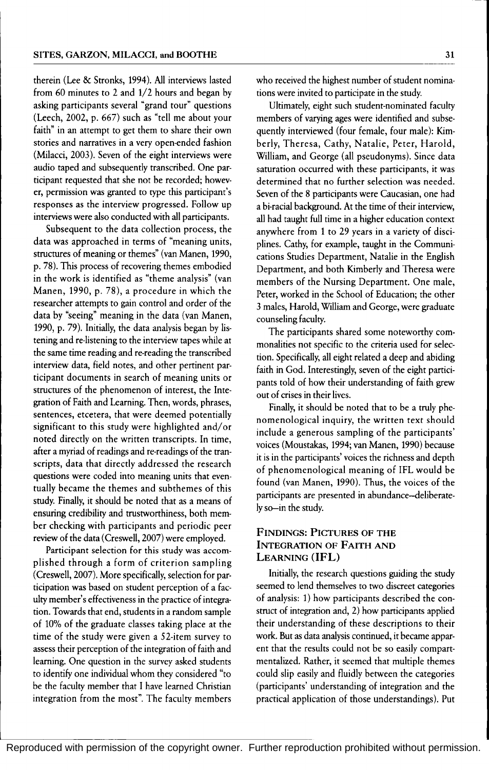therein (Lee & Stronks, 1994). All interviews lasted from 60 minutes to 2 and 1/2 hours and began by asking participants several "grand tour" questions (Leech, 2002, p. 667) such as "tell me about your faith" in an attempt to get them to share their own stories and narratives in a very open-ended fashion (Milacci, 2003). Seven of the eight interviews were audio taped and subsequently transcribed. One participant requested that she not be recorded; however, permission was granted to type this participant's responses as the interview progressed. Follow up interviews were also conducted with all participants.

Subsequent to the data collection process, the data was approached in terms of "meaning units, structures of meaning or themes" (van Manen, 1990, p. 78). This process of recovering themes embodied in the work is identified as "theme analysis" (van Manen, 1990, p. 78), a procedure in which the researcher attempts to gain control and order of the data by "seeing" meaning in the data (van Manen, 1990, p. 79). Initially, the data analysis began by listening and re-listening to the interview tapes while at the same time reading and re-reading the transcribed interview data, field notes, and other pertinent participant documents in search of meaning units or structures of the phenomenon of interest, the Integration of Faith and Learning. Then, words, phrases, sentences, etcetera, that were deemed potentially significant to this study were highlighted and/or noted directly on the written transcripts. In time, after a myriad of readings and re-readings of the transcripts, data that directly addressed the research questions were coded into meaning units that eventually became the themes and subthemes of this study. Finally, it should be noted that as a means of ensuring credibility and trustworthiness, both member checking with participants and periodic peer review of the data (Creswell, 2007) were employed.

Participant selection for this study was accomplished through a form of criterion sampling (Creswell, 2007). More specifically, selection for participation was based on student perception of a faculty member's effectiveness in the practice of integration. Towards that end, students in a random sample of 10% of the graduate classes taking place at the time of the study were given a 52-item survey to assess their perception of the integration of faith and learning. One question in the survey asked students to identify one individual whom they considered "to be the faculty member that I have learned Christian integration from the most". The faculty members who received the highest number of student nominations were invited to participate in the study.

Ultimately, eight such student-nominated faculty members of varying ages were identified and subsequently interviewed (four female, four male): Kimberly, Theresa, Cathy, Natalie, Peter, Harold, William, and George (all pseudonyms). Since data saturation occurred with these participants, it was determined that no further selection was needed. Seven of the 8 participants were Caucasian, one had a bi-racial background. At the time of their interview, all had taught full time in a higher education context anywhere from 1 to 29 years in a variety of disciplines. Cathy, for example, taught in the Communications Studies Department, Natalie in the English Department, and both Kimberly and Theresa were members of the Nursing Department. One male, Peter, worked in the School of Education; the other 3 males, Harold, William and George, were graduate counseling faculty.

The participants shared some noteworthy commonalities not specific to the criteria used for selection. Specifically, all eight related a deep and abiding faith in God. Interestingly, seven of the eight participants told of how their understanding of faith grew out of crises in their lives.

Finally, it should be noted that to be a truly phenomenological inquiry, the written text should include a generous sampling of the participants' voices (Moustakas, 1994; van Manen, 1990) because it is in the participants' voices the richness and depth of phenomenological meaning of IFL would be found (van Manen, 1990). Thus, the voices of the participants are presented in abundance—deliberately so—in the study.

## FINDINGS: PICTURES OF THE INTEGRATION OF FAITH AND LEARNING (IFL)

Initially, the research questions guiding the study seemed to lend themselves to two discreet categories of analysis: 1) how participants described the construct of integration and, 2) how participants applied their understanding of these descriptions to their work. But as data analysis continued, it became apparent that the results could not be so easily compartmentalized. Rather, it seemed that multiple themes could slip easily and fluidly between the categories (participants' understanding of integration and the practical application of those understandings). Put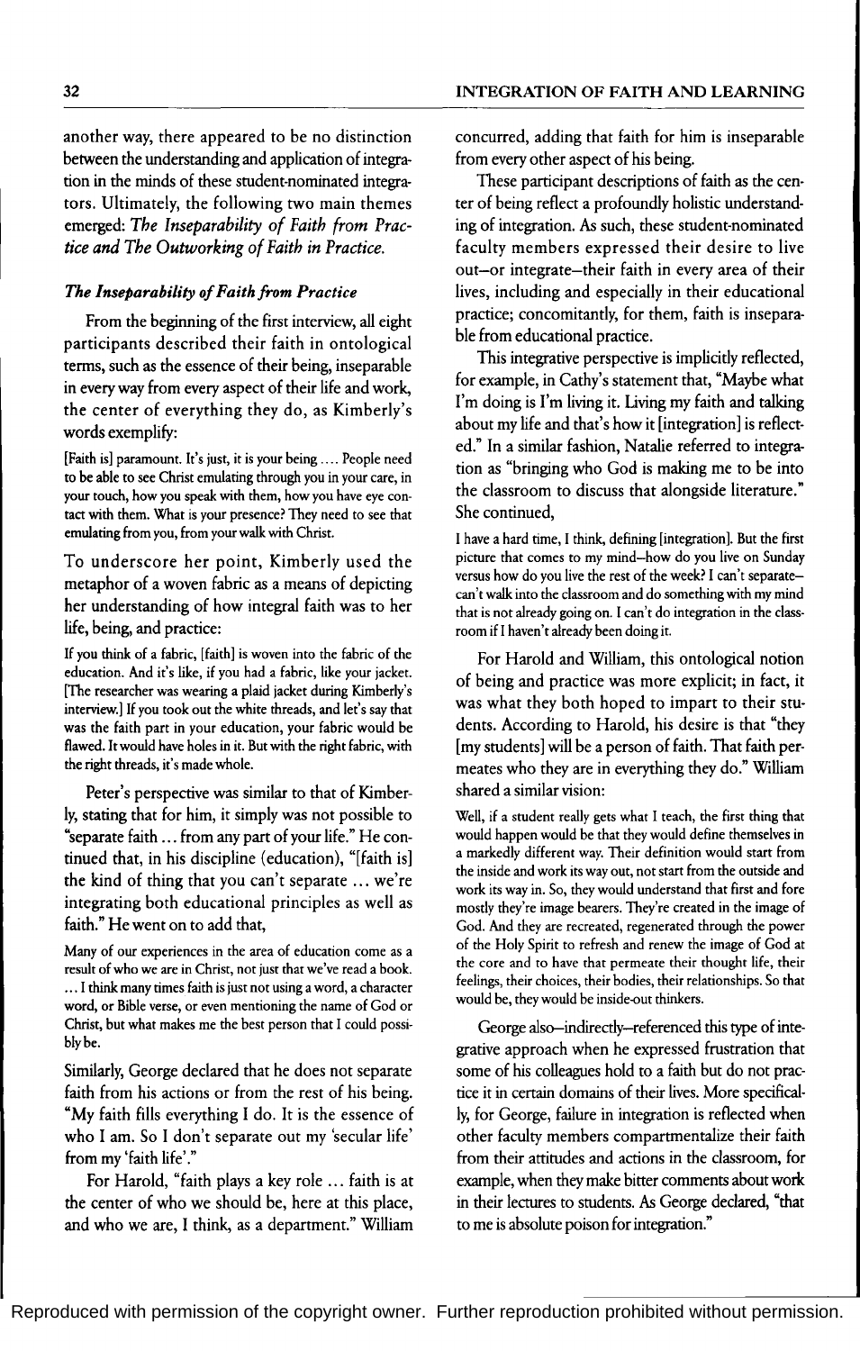another way, there appeared to be no distinction between the understanding and application of integration in the minds of these student-nominated integrators. Ultimately, the following two main themes emerged: *The Inseparability of Faith from Practice and The Outworking of Faith in Practice.*

### *The Inseparability of Faith from Practice*

From the beginning of the first interview, all eight participants described their faith in ontological terms, such as the essence of their being, inseparable in every way from every aspect of their life and work, the center of everything they do, as Kimberly's words exemplify:

> [Faith is] paramount. It's just, it is your being .... People need to be able to see Christ emulating through you in your care, in your touch, how you speak with them, how you have eye contact with them. What is your presence? They need to see that emulating from you, from your walk with Christ.

To underscore her point, Kimberly used the metaphor of a woven fabric as a means of depicting her understanding of how integral faith was to her life, being, and practice:

> If you think of a fabric, [faith] is woven into the fabric of the education. And it's like, if you had a fabric, like your jacket. [The researcher was wearing a plaid jacket during Kimberly's interview.] If you took out the white threads, and let's say that was the faith part in your education, your fabric would be flawed. It would have holes in it. But with the right fabric, with the right threads, it's made whole.

Peter's perspective was similar to that of Kimberly, stating that for him, it simply was not possible to "separate faith ... from any part of your life." He continued that, in his discipline (education), "[faith is] the kind of thing that you can't separate ... we're integrating both educational principles as well as faith." He went on to add that,

> Many of our experiences in the area of education come as a result of who we are in Christ, not just that we've read a book. ... I think many times faith is just not using a word, a character word, or Bible verse, or even mentioning the name of God or Christ, but what makes me the best person that I could possibly be.

Similarly, George declared that he does not separate faith from his actions or from the rest of his being. "My faith fills everything I do. It is the essence of who I am. So I don't separate out my 'secular life' from my 'faith life'."

For Harold, "faith plays a key role ... faith is at the center of who we should be, here at this place, and who we are, I think, as a department." William concurred, adding that faith for him is inseparable from every other aspect of his being.

These participant descriptions of faith as the center of being reflect a profoundly holistic understanding of integration. As such, these student-nominated faculty members expressed their desire to live out—or integrate—their faith in every area of their lives, including and especially in their educational practice; concomitantly, for them, faith is inseparable from educational practice.

This integrative perspective is implicitly reflected, for example, in Cathy's statement that, "Maybe what I'm doing is I'm living it. Living my faith and talking about my life and that's how it [integration] is reflected." In a similar fashion, Natalie referred to integration as "bringing who God is making me to be into the classroom to discuss that alongside literature." She continued,

> I have a hard time, I think, defining [integration]. But the first picture that comes to my mind—how do you live on Sunday versus how do you live the rest of the week? I can't separate—can't walk into the classroom and do something with my mind that is not already going on. I can't do integration in the classroom if I haven't already been doing it.

For Harold and William, this ontological notion of being and practice was more explicit; in fact, it was what they both hoped to impart to their students. According to Harold, his desire is that "they [my students] will be a person of faith. That faith permeates who they are in everything they do." William shared a similar vision:

> Well, if a student really gets what I teach, the first thing that would happen would be that they would define themselves in a markedly different way. Their definition would start from the inside and work its way out, not start from the outside and work its way in. So, they would understand that first and fore mostly they're image bearers. They're created in the image of God. And they are recreated, regenerated through the power of the Holy Spirit to refresh and renew the image of God at the core and to have that permeate their thought life, their feelings, their choices, their bodies, their relationships. So that would be, they would be inside-out thinkers.

George also—indirectly—referenced this type of integrative approach when he expressed frustration that some of his colleagues hold to a faith but do not practice it in certain domains of their lives. More specifically, for George, failure in integration is reflected when other faculty members compartmentalize their faith from their attitudes and actions in the classroom, for example, when they make bitter comments about work in their lectures to students. As George declared, "that to me is absolute poison for integration."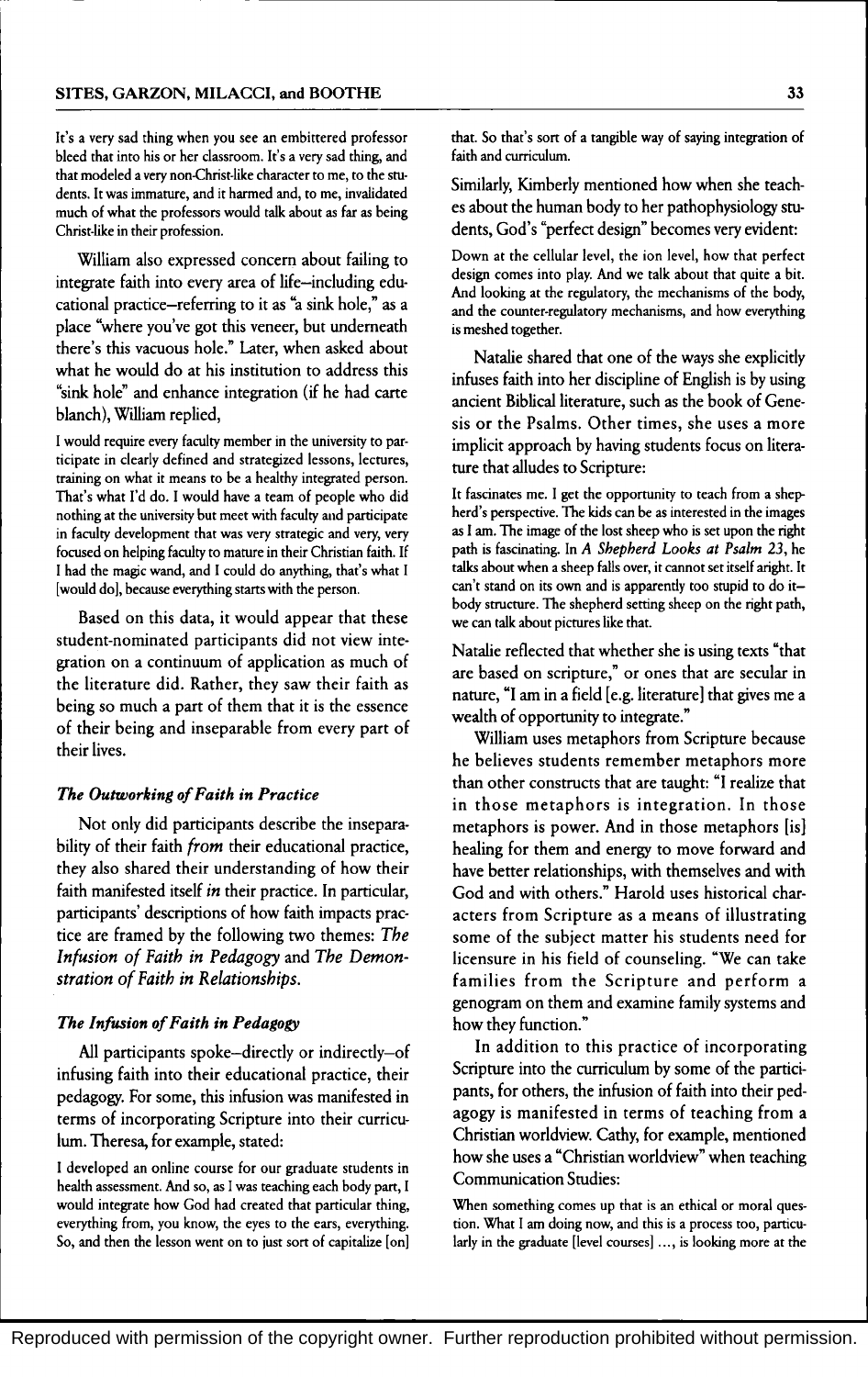It's a very sad thing when you see an embittered professor bleed that into his or her classroom. It's a very sad thing, and that modeled a very non-Christ-like character to me, to the students. It was immature, and it harmed and, to me, invalidated much of what the professors would talk about as far as being Christ-like in their profession.

William also expressed concern about failing to integrate faith into every area of life–including educational practice–referring to it as "a sink hole," as a place "where you've got this veneer, but underneath there's this vacuous hole." Later, when asked about what he would do at his institution to address this "sink hole" and enhance integration (if he had carte blanch), William replied,

I would require every faculty member in the university to participate in clearly defined and strategized lessons, lectures, training on what it means to be a healthy integrated person. That's what I'd do. I would have a team of people who did nothing at the university but meet with faculty and participate in faculty development that was very strategic and very, very focused on helping faculty to mature in their Christian faith. If I had the magic wand, and I could do anything, that's what I [would do], because everything starts with the person.

Based on this data, it would appear that these student-nominated participants did not view integration on a continuum of application as much of the literature did. Rather, they saw their faith as being so much a part of them that it is the essence of their being and inseparable from every part of their lives.

### *The Outworking of Faith in Practice*

Not only did participants describe the inseparability of their faith *from* their educational practice, they also shared their understanding of how their faith manifested itself *in* their practice. In particular, participants' descriptions of how faith impacts practice are framed by the following two themes: *The Infusion of Faith in Pedagogy* and *The Demonstration of Faith in Relationships.*

### *The Infusion of Faith in Pedagogy*

All participants spoke–directly or indirectly–of infusing faith into their educational practice, their pedagogy. For some, this infusion was manifested in terms of incorporating Scripture into their curriculum. Theresa, for example, stated:

I developed an online course for our graduate students in health assessment. And so, as I was teaching each body part, I would integrate how God had created that particular thing, everything from, you know, the eyes to the ears, everything. So, and then the lesson went on to just sort of capitalize [on] that. So that's sort of a tangible way of saying integration of faith and curriculum.

Similarly, Kimberly mentioned how when she teaches about the human body to her pathophysiology students, God's "perfect design" becomes very evident:

Down at the cellular level, the ion level, how that perfect design comes into play. And we talk about that quite a bit. And looking at the regulatory, the mechanisms of the body, and the counter-regulatory mechanisms, and how everything is meshed together.

Natalie shared that one of the ways she explicitly infuses faith into her discipline of English is by using ancient Biblical literature, such as the book of Genesis or the Psalms. Other times, she uses a more implicit approach by having students focus on literature that alludes to Scripture:

It fascinates me. I get the opportunity to teach from a shepherd's perspective. The kids can be as interested in the images as I am. The image of the lost sheep who is set upon the right path is fascinating. In *A Shepherd Looks at Psalm 23*, he talks about when a sheep falls over, it cannot set itself aright. It can't stand on its own and is apparently too stupid to do it–body structure. The shepherd setting sheep on the right path, we can talk about pictures like that.

Natalie reflected that whether she is using texts "that are based on scripture," or ones that are secular in nature, "I am in a field [e.g. literature] that gives me a wealth of opportunity to integrate."

William uses metaphors from Scripture because he believes students remember metaphors more than other constructs that are taught: "I realize that in those metaphors is integration. In those metaphors is power. And in those metaphors [is] healing for them and energy to move forward and have better relationships, with themselves and with God and with others." Harold uses historical characters from Scripture as a means of illustrating some of the subject matter his students need for licensure in his field of counseling. "We can take families from the Scripture and perform a genogram on them and examine family systems and how they function."

In addition to this practice of incorporating Scripture into the curriculum by some of the participants, for others, the infusion of faith into their pedagogy is manifested in terms of teaching from a Christian worldview. Cathy, for example, mentioned how she uses a "Christian worldview" when teaching Communication Studies:

When something comes up that is an ethical or moral question. What I am doing now, and this is a process too, particularly in the graduate [level courses] ..., is looking more at the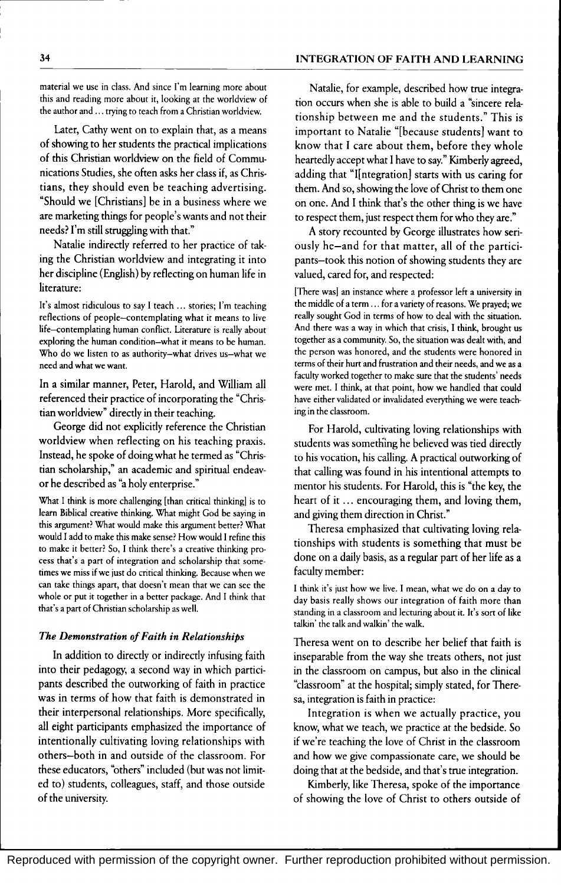material we use in class. And since I'm learning more about this and reading more about it, looking at the worldview of the author and ... trying to teach from a Christian worldview.

Later, Cathy went on to explain that, as a means of showing to her students the practical implications of this Christian worldview on the field of Communications Studies, she often asks her class if, as Christians, they should even be teaching advertising. "Should we [Christians] be in a business where we are marketing things for people's wants and not their needs? I'm still struggling with that."

Natalie indirectly referred to her practice of taking the Christian worldview and integrating it into her discipline (English) by reflecting on human life in literature:

> It's almost ridiculous to say I teach ... stories; I'm teaching reflections of people—contemplating what it means to live life—contemplating human conflict. Literature is really about exploring the human condition—what it means to be human. Who do we listen to as authority—what drives us—what we need and what we want.

In a similar manner, Peter, Harold, and William all referenced their practice of incorporating the "Christian worldview" directly in their teaching.

George did not explicitly reference the Christian worldview when reflecting on his teaching praxis. Instead, he spoke of doing what he termed as "Christian scholarship," an academic and spiritual endeavor he described as "a holy enterprise."

> What I think is more challenging [than critical thinking] is to learn Biblical creative thinking. What might God be saying in this argument? What would make this argument better? What would I add to make this make sense? How would I refine this to make it better? So, I think there's a creative thinking process that's a part of integration and scholarship that sometimes we miss if we just do critical thinking. Because when we can take things apart, that doesn't mean that we can see the whole or put it together in a better package. And I think that that's a part of Christian scholarship as well.

### *The Demonstration of Faith in Relationships*

In addition to directly or indirectly infusing faith into their pedagogy, a second way in which participants described the outworking of faith in practice was in terms of how that faith is demonstrated in their interpersonal relationships. More specifically, all eight participants emphasized the importance of intentionally cultivating loving relationships with others—both in and outside of the classroom. For these educators, "others" included (but was not limited to) students, colleagues, staff, and those outside of the university.

Natalie, for example, described how true integration occurs when she is able to build a "sincere relationship between me and the students." This is important to Natalie "[because students] want to know that I care about them, before they whole heartedly accept what I have to say." Kimberly agreed, adding that "I[ntegration] starts with us caring for them. And so, showing the love of Christ to them one on one. And I think that's the other thing is we have to respect them, just respect them for who they are."

A story recounted by George illustrates how seriously he—and for that matter, all of the participants—took this notion of showing students they are valued, cared for, and respected:

> [There was] an instance where a professor left a university in the middle of a term ... for a variety of reasons. We prayed; we really sought God in terms of how to deal with the situation. And there was a way in which that crisis, I think, brought us together as a community. So, the situation was dealt with, and the person was honored, and the students were honored in terms of their hurt and frustration and their needs, and we as a faculty worked together to make sure that the students' needs were met. I think, at that point, how we handled that could have either validated or invalidated everything we were teaching in the classroom.

For Harold, cultivating loving relationships with students was something he believed was tied directly to his vocation, his calling. A practical outworking of that calling was found in his intentional attempts to mentor his students. For Harold, this is "the key, the heart of it ... encouraging them, and loving them, and giving them direction in Christ."

Theresa emphasized that cultivating loving relationships with students is something that must be done on a daily basis, as a regular part of her life as a faculty member:

> I think it's just how we live. I mean, what we do on a day to day basis really shows our integration of faith more than standing in a classroom and lecturing about it. It's sort of like talkin' the talk and walkin' the walk.

Theresa went on to describe her belief that faith is inseparable from the way she treats others, not just in the classroom on campus, but also in the clinical "classroom" at the hospital; simply stated, for Theresa, integration is faith in practice:

Integration is when we actually practice, you know, what we teach, we practice at the bedside. So if we're teaching the love of Christ in the classroom and how we give compassionate care, we should be doing that at the bedside, and that's true integration.

Kimberly, like Theresa, spoke of the importance of showing the love of Christ to others outside of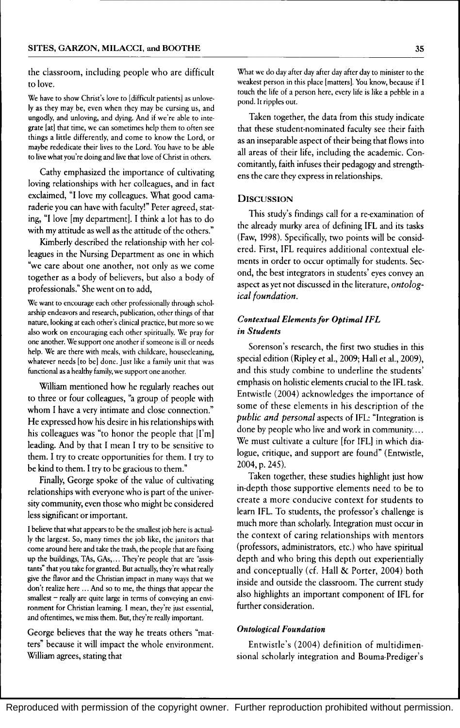the classroom, including people who are difficult to love.

> We have to show Christ's love to [difficult patients] as unlovely as they may be, even when they may be cursing us, and ungodly, and unloving, and dying. And if we're able to integrate [at] that time, we can sometimes help them to often see things a little differently, and come to know the Lord, or maybe rededicate their lives to the Lord. You have to be able to live what you're doing and live that love of Christ in others.

Cathy emphasized the importance of cultivating loving relationships with her colleagues, and in fact exclaimed, "I love my colleagues. What good camaraderie you can have with faculty!" Peter agreed, stating, "I love [my department]. I think a lot has to do with my attitude as well as the attitude of the others."

Kimberly described the relationship with her colleagues in the Nursing Department as one in which "we care about one another, not only as we come together as a body of believers, but also a body of professionals." She went on to add,

> We want to encourage each other professionally through scholarship endeavors and research, publication, other things of that nature, looking at each other's clinical practice, but more so we also work on encouraging each other spiritually. We pray for one another. We support one another if someone is ill or needs help. We are there with meals, with childcare, housecleaning, whatever needs [to be] done. Just like a family unit that was functional as a healthy family, we support one another.

William mentioned how he regularly reaches out to three or four colleagues, "a group of people with whom I have a very intimate and close connection." He expressed how his desire in his relationships with his colleagues was "to honor the people that [I'm] leading. And by that I mean I try to be sensitive to them. I try to create opportunities for them. I try to be kind to them. I try to be gracious to them."

Finally, George spoke of the value of cultivating relationships with everyone who is part of the university community, even those who might be considered less significant or important.

> I believe that what appears to be the smallest job here is actually the largest. So, many times the job like, the janitors that come around here and take the trash, the people that are fixing up the buildings, TAs, GAs,... They're people that are "assistants" that you take for granted. But actually, they're what really give the flavor and the Christian impact in many ways that we don't realize here ... And so to me, the things that appear the smallest – really are quite large in terms of conveying an environment for Christian learning. I mean, they're just essential, and oftentimes, we miss them. But, they're really important.

George believes that the way he treats others "matters" because it will impact the whole environment. William agrees, stating that

> What we do day after day after day after day to minister to the weakest person in this place [matters]. You know, because if I touch the life of a person here, every life is like a pebble in a pond. It ripples out.

Taken together, the data from this study indicate that these student-nominated faculty see their faith as an inseparable aspect of their being that flows into all areas of their life, including the academic. Concomitantly, faith infuses their pedagogy and strengthens the care they express in relationships.

## Discussion

This study's findings call for a re-examination of the already murky area of defining IFL and its tasks (Faw, 1998). Specifically, two points will be considered. First, IFL requires additional contextual elements in order to occur optimally for students. Second, the best integrators in students' eyes convey an aspect as yet not discussed in the literature, *ontological foundation*.

### *Contextual Elements for Optimal IFL in Students*

Sorenson's research, the first two studies in this special edition (Ripley et al., 2009; Hall et al., 2009), and this study combine to underline the students' emphasis on holistic elements crucial to the IFL task. Entwistle (2004) acknowledges the importance of some of these elements in his description of the *public and personal* aspects of IFL: "Integration is done by people who live and work in community.... We must cultivate a culture [for IFL] in which dialogue, critique, and support are found" (Entwistle, 2004, p. 245).

Taken together, these studies highlight just how in-depth those supportive elements need to be to create a more conducive context for students to learn IFL. To students, the professor's challenge is much more than scholarly. Integration must occur in the context of caring relationships with mentors (professors, administrators, etc.) who have spiritual depth and who bring this depth out experientially and conceptually (cf. Hall & Porter, 2004) both inside and outside the classroom. The current study also highlights an important component of IFL for further consideration.

### *Ontological Foundation*

Entwistle's (2004) definition of multidimensional scholarly integration and Bouma-Prediger's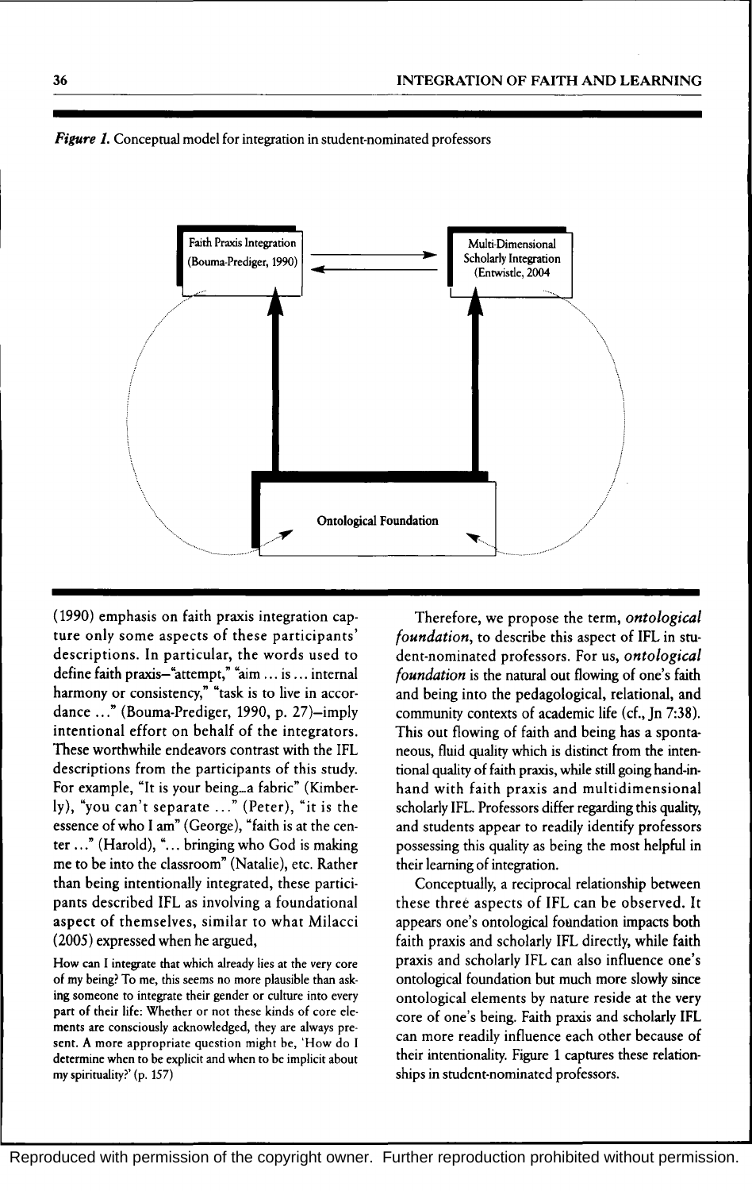*Figure 1.* Conceptual model for integration in student-nominated professors

Faith Praxis Integration (Bouma-Prediger, 1990)

Multi-Dimensional Scholarly Integration (Entwistle, 2004

Ontological Foundation

(1990) emphasis on faith praxis integration capture only some aspects of these participants' descriptions. In particular, the words used to define faith praxis—"attempt," "aim ... is ... internal harmony or consistency," "task is to live in accordance ..." (Bouma-Prediger, 1990, p. 27)—imply intentional effort on behalf of the integrators. These worthwhile endeavors contrast with the IFL descriptions from the participants of this study. For example, "It is your being...a fabric" (Kimberly), "you can't separate ..." (Peter), "it is the essence of who I am" (George), "faith is at the center ..." (Harold), "... bringing who God is making me to be into the classroom" (Natalie), etc. Rather than being intentionally integrated, these participants described IFL as involving a foundational aspect of themselves, similar to what Milacci (2005) expressed when he argued,

> How can I integrate that which already lies at the very core of my being? To me, this seems no more plausible than asking someone to integrate their gender or culture into every part of their life: Whether or not these kinds of core elements are consciously acknowledged, they are always present. A more appropriate question might be, 'How do I determine when to be explicit and when to be implicit about my spirituality?' (p. 157)

Therefore, we propose the term, ***ontological foundation***, to describe this aspect of IFL in student-nominated professors. For us, ***ontological foundation*** is the natural out flowing of one's faith and being into the pedagological, relational, and community contexts of academic life (cf., Jn 7:38). This out flowing of faith and being has a spontaneous, fluid quality which is distinct from the intentional quality of faith praxis, while still going hand-in-hand with faith praxis and multidimensional scholarly IFL. Professors differ regarding this quality, and students appear to readily identify professors possessing this quality as being the most helpful in their learning of integration.

Conceptually, a reciprocal relationship between these three aspects of IFL can be observed. It appears one's ontological foundation impacts both faith praxis and scholarly IFL directly, while faith praxis and scholarly IFL can also influence one's ontological foundation but much more slowly since ontological elements by nature reside at the very core of one's being. Faith praxis and scholarly IFL can more readily influence each other because of their intentionality. Figure 1 captures these relationships in student-nominated professors.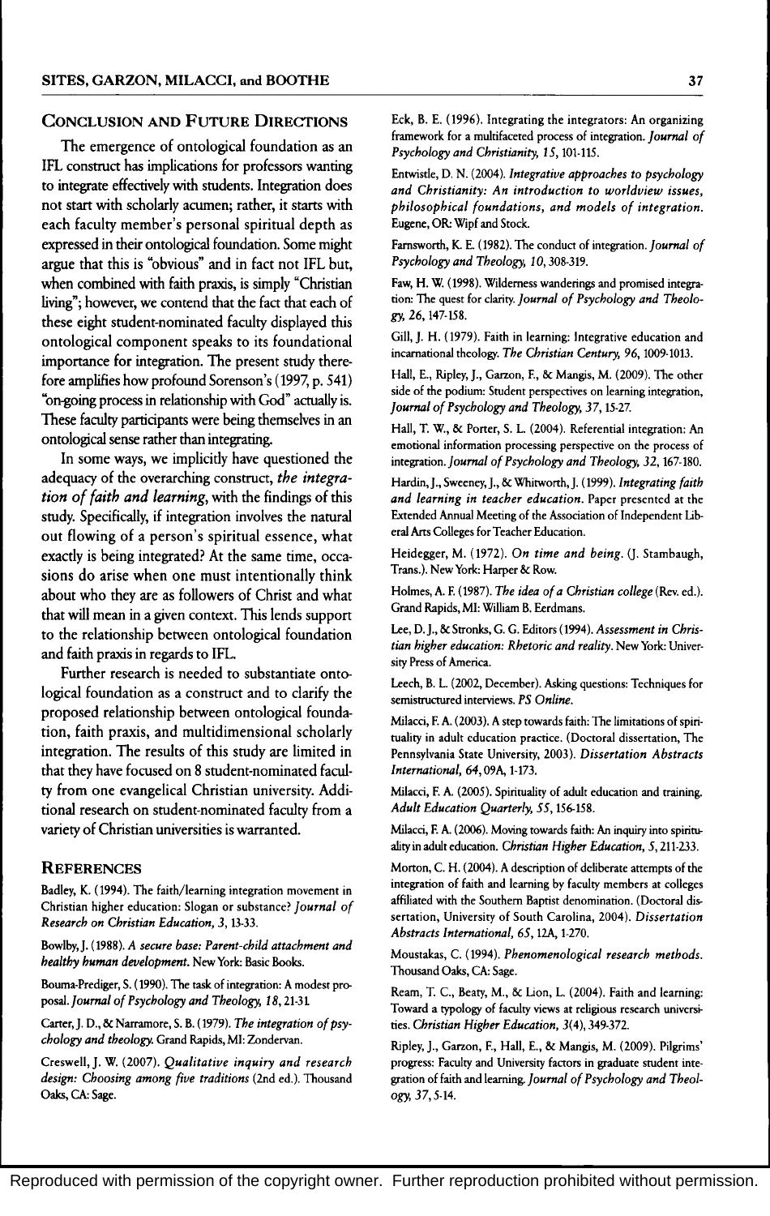## Conclusion and Future Directions

The emergence of ontological foundation as an IFL construct has implications for professors wanting to integrate effectively with students. Integration does not start with scholarly acumen; rather, it starts with each faculty member's personal spiritual depth as expressed in their ontological foundation. Some might argue that this is "obvious" and in fact not IFL but, when combined with faith praxis, is simply "Christian living"; however, we contend that the fact that each of these eight student-nominated faculty displayed this ontological component speaks to its foundational importance for integration. The present study therefore amplifies how profound Sorenson's (1997, p. 541) "on-going process in relationship with God" actually is. These faculty participants were being themselves in an ontological sense rather than integrating.

In some ways, we implicitly have questioned the adequacy of the overarching construct, *the integration of faith and learning*, with the findings of this study. Specifically, if integration involves the natural out flowing of a person's spiritual essence, what exactly is being integrated? At the same time, occasions do arise when one must intentionally think about who they are as followers of Christ and what that will mean in a given context. This lends support to the relationship between ontological foundation and faith praxis in regards to IFL.

Further research is needed to substantiate ontological foundation as a construct and to clarify the proposed relationship between ontological foundation, faith praxis, and multidimensional scholarly integration. The results of this study are limited in that they have focused on 8 student-nominated faculty from one evangelical Christian university. Additional research on student-nominated faculty from a variety of Christian universities is warranted.

## References

Badley, K. (1994). The faith/learning integration movement in Christian higher education: Slogan or substance? *Journal of Research on Christian Education, 3*, 13-33.

Bowlby, J. (1988). *A secure base: Parent-child attachment and healthy human development*. New York: Basic Books.

Bouma-Prediger, S. (1990). The task of integration: A modest proposal. *Journal of Psychology and Theology, 18*, 21-31.

Carter, J. D., & Narramore, S. B. (1979). *The integration of psychology and theology*. Grand Rapids, MI: Zondervan.

Creswell, J. W. (2007). *Qualitative inquiry and research design: Choosing among five traditions* (2nd ed.). Thousand Oaks, CA: Sage.

Eck, B. E. (1996). Integrating the integrators: An organizing framework for a multifaceted process of integration. *Journal of Psychology and Christianity, 15*, 101-115.

Entwistle, D. N. (2004). *Integrative approaches to psychology and Christianity: An introduction to worldview issues, philosophical foundations, and models of integration*. Eugene, OR: Wipf and Stock.

Farnsworth, K. E. (1982). The conduct of integration. *Journal of Psychology and Theology, 10*, 308-319.

Faw, H. W. (1998). Wilderness wanderings and promised integration: The quest for clarity. *Journal of Psychology and Theology, 26*, 147-158.

Gill, J. H. (1979). Faith in learning: Integrative education and incarnational theology. *The Christian Century, 96*, 1009-1013.

Hall, E., Ripley, J., Garzon, F., & Mangis, M. (2009). The other side of the podium: Student perspectives on learning integration, *Journal of Psychology and Theology, 37*, 15-27.

Hall, T. W., & Porter, S. L. (2004). Referential integration: An emotional information processing perspective on the process of integration. *Journal of Psychology and Theology, 32*, 167-180.

Hardin, J., Sweeney, J., & Whitworth, J. (1999). *Integrating faith and learning in teacher education*. Paper presented at the Extended Annual Meeting of the Association of Independent Liberal Arts Colleges for Teacher Education.

Heidegger, M. (1972). *On time and being*. (J. Stambaugh, Trans.). New York: Harper & Row.

Holmes, A. F. (1987). *The idea of a Christian college* (Rev. ed.). Grand Rapids, MI: William B. Eerdmans.

Lee, D. J., & Stronks, G. G. Editors (1994). *Assessment in Christian higher education: Rhetoric and reality*. New York: University Press of America.

Leech, B. L. (2002, December). Asking questions: Techniques for semistructured interviews. *PS Online*.

Milacci, F. A. (2003). A step towards faith: The limitations of spirituality in adult education practice. (Doctoral dissertation, The Pennsylvania State University, 2003). *Dissertation Abstracts International, 64*, 09A, 1-173.

Milacci, F. A. (2005). Spirituality of adult education and training. *Adult Education Quarterly, 55*, 156-158.

Milacci, F. A. (2006). Moving towards faith: An inquiry into spirituality in adult education. *Christian Higher Education, 5*, 211-233.

Morton, C. H. (2004). A description of deliberate attempts of the integration of faith and learning by faculty members at colleges affiliated with the Southern Baptist denomination. (Doctoral dissertation, University of South Carolina, 2004). *Dissertation Abstracts International, 65*, 12A, 1-270.

Moustakas, C. (1994). *Phenomenological research methods*. Thousand Oaks, CA: Sage.

Ream, T. C., Beaty, M., & Lion, L. (2004). Faith and learning: Toward a typology of faculty views at religious research universities. *Christian Higher Education, 3*(4), 349-372.

Ripley, J., Garzon, F., Hall, E., & Mangis, M. (2009). Pilgrims' progress: Faculty and University factors in graduate student integration of faith and learning. *Journal of Psychology and Theology, 37*, 5-14.

Reproduced with permission of the copyright owner. Further reproduction prohibited without permission.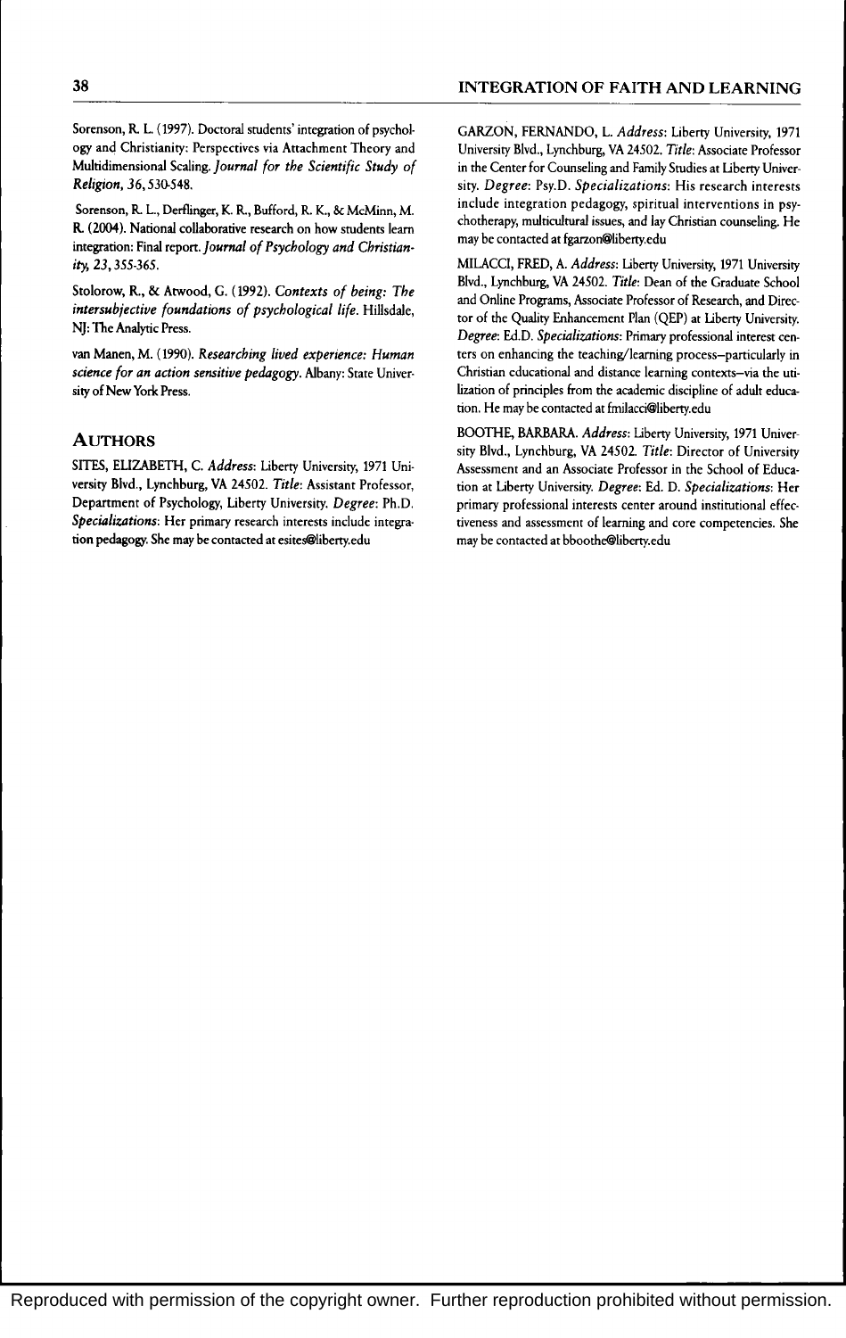Sorenson, R. L. (1997). Doctoral students' integration of psychology and Christianity: Perspectives via Attachment Theory and Multidimensional Scaling. *Journal for the Scientific Study of Religion, 36*, 530-548.

Sorenson, R. L., Derflinger, K. R., Bufford, R. K., & McMinn, M. R. (2004). National collaborative research on how students learn integration: Final report. *Journal of Psychology and Christianity, 23*, 355-365.

Stolorow, R., & Atwood, G. (1992). *Contexts of being: The intersubjective foundations of psychological life*. Hillsdale, NJ: The Analytic Press.

van Manen, M. (1990). *Researching lived experience: Human science for an action sensitive pedagogy*. Albany: State University of New York Press.

## AUTHORS

SITES, ELIZABETH, C. *Address*: Liberty University, 1971 University Blvd., Lynchburg, VA 24502. *Title*: Assistant Professor, Department of Psychology, Liberty University. *Degree*: Ph.D. *Specializations*: Her primary research interests include integration pedagogy. She may be contacted at esites@liberty.edu

GARZON, FERNANDO, L. *Address*: Liberty University, 1971 University Blvd., Lynchburg, VA 24502. *Title*: Associate Professor in the Center for Counseling and Family Studies at Liberty University. *Degree*: Psy.D. *Specializations*: His research interests include integration pedagogy, spiritual interventions in psychotherapy, multicultural issues, and lay Christian counseling. He may be contacted at fgarzon@liberty.edu

MILACCI, FRED, A. *Address*: Liberty University, 1971 University Blvd., Lynchburg, VA 24502. *Title*: Dean of the Graduate School and Online Programs, Associate Professor of Research, and Director of the Quality Enhancement Plan (QEP) at Liberty University. *Degree*: Ed.D. *Specializations*: Primary professional interest centers on enhancing the teaching/learning process–particularly in Christian educational and distance learning contexts–via the utilization of principles from the academic discipline of adult education. He may be contacted at fmilacci@liberty.edu

BOOTHE, BARBARA. *Address*: Liberty University, 1971 University Blvd., Lynchburg, VA 24502. *Title*: Director of University Assessment and an Associate Professor in the School of Education at Liberty University. *Degree*: Ed. D. *Specializations*: Her primary professional interests center around institutional effectiveness and assessment of learning and core competencies. She may be contacted at bboothe@liberty.edu

Reproduced with permission of the copyright owner. Further reproduction prohibited without permission.